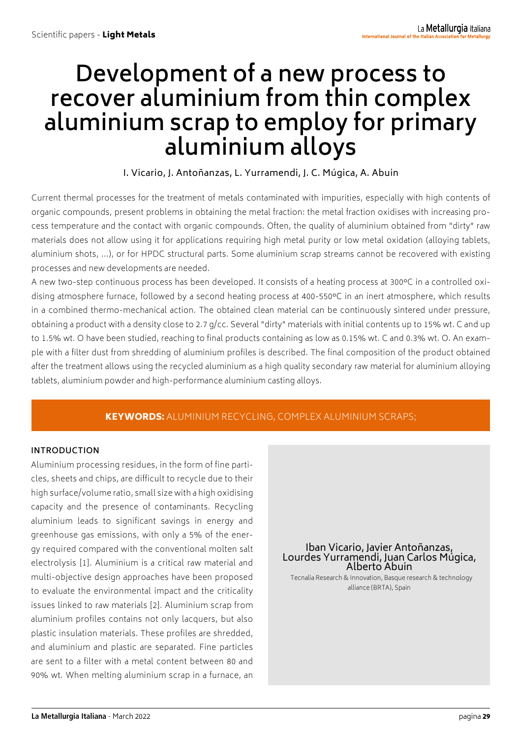# Development of a new process to recover aluminium from thin complex aluminium scrap to employ for primary aluminium alloys

I. Vicario, J. Antoñanzas, L. Yurramendi, J. C. Múgica, A. Abuin

Current thermal processes for the treatment of metals contaminated with impurities, especially with high contents of organic compounds, present problems in obtaining the metal fraction: the metal fraction oxidises with increasing process temperature and the contact with organic compounds. Often, the quality of aluminium obtained from "dirty" raw materials does not allow using it for applications requiring high metal purity or low metal oxidation (alloying tablets, aluminium shots, ...), or for HPDC structural parts. Some aluminium scrap streams cannot be recovered with existing processes and new developments are needed.

A new two-step continuous process has been developed. It consists of a heating process at 300°C in a controlled oxidising atmosphere furnace, followed by a second heating process at 400-550°C in an inert atmosphere, which results in a combined thermo-mechanical action. The obtained clean material can be continuously sintered under pressure, obtaining a product with a density close to 2.7 g/cc. Several "dirty" materials with initial contents up to 15% wt. C and up to 1.5% wt. O have been studied, reaching to final products containing as low as 0.15% wt. C and 0.3% wt. O. An example with a filter dust from shredding of aluminium profiles is described. The final composition of the product obtained after the treatment allows using the recycled aluminium as a high quality secondary raw material for aluminium alloying tablets, aluminium powder and high-performance aluminium casting alloys.

**KEYWORDS:** ALUMINIUM RECYCLING, COMPLEX ALUMINIUM SCRAPS;

Iban Vicario, Javier Antoñanzas, Lourdes Yurramendi, Juan Carlos Múgica, Alberto Abuin

Tecnalia Research & Innovation, Basque research & technology alliance (BRTA), Spain

## INTRODUCTION

Aluminium processing residues, in the form of fine particles, sheets and chips, are difficult to recycle due to their high surface/volume ratio, small size with a high oxidising capacity and the presence of contaminants. Recycling aluminium leads to significant savings in energy and greenhouse gas emissions, with only a 5% of the energy required compared with the conventional molten salt electrolysis [1]. Aluminium is a critical raw material and multi-objective design approaches have been proposed to evaluate the environmental impact and the criticality issues linked to raw materials [2]. Aluminium scrap from aluminium profiles contains not only lacquers, but also plastic insulation materials. These profiles are shredded, and aluminium and plastic are separated. Fine particles are sent to a filter with a metal content between 80 and 90% wt. When melting aluminium scrap in a furnace, an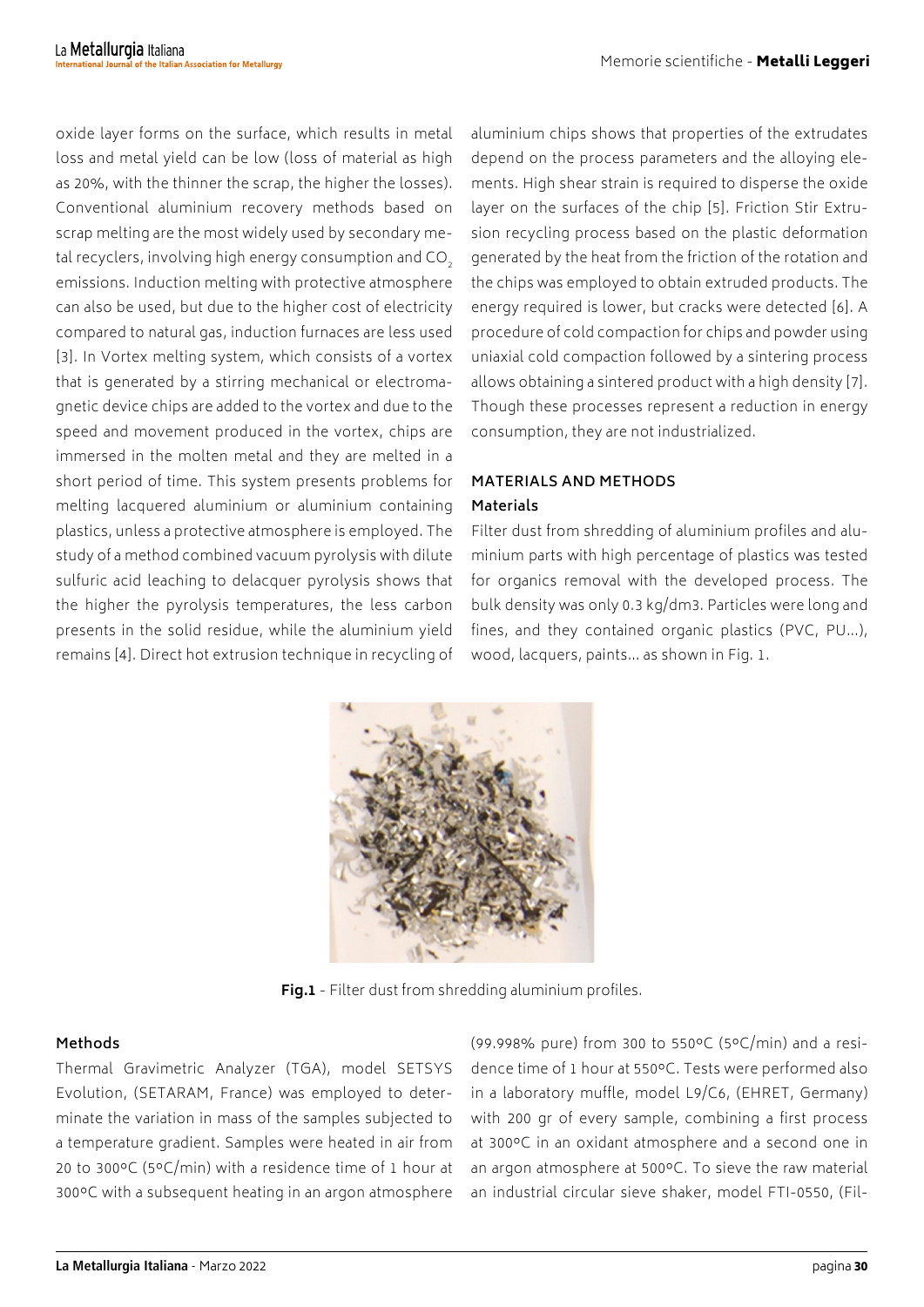oxide layer forms on the surface, which results in metal loss and metal yield can be low (loss of material as high as 20%, with the thinner the scrap, the higher the losses). Conventional aluminium recovery methods based on scrap melting are the most widely used by secondary metal recyclers, involving high energy consumption and $CO_2$ emissions. Induction melting with protective atmosphere can also be used, but due to the higher cost of electricity compared to natural gas, induction furnaces are less used [3]. In Vortex melting system, which consists of a vortex that is generated by a stirring mechanical or electromagnetic device chips are added to the vortex and due to the speed and movement produced in the vortex, chips are immersed in the molten metal and they are melted in a short period of time. This system presents problems for melting lacquered aluminium or aluminium containing plastics, unless a protective atmosphere is employed. The study of a method combined vacuum pyrolysis with dilute sulfuric acid leaching to delacquer pyrolysis shows that the higher the pyrolysis temperatures, the less carbon presents in the solid residue, while the aluminium yield remains [4]. Direct hot extrusion technique in recycling of aluminium chips shows that properties of the extrudates depend on the process parameters and the alloying elements. High shear strain is required to disperse the oxide layer on the surfaces of the chip [5]. Friction Stir Extrusion recycling process based on the plastic deformation generated by the heat from the friction of the rotation and the chips was employed to obtain extruded products. The energy required is lower, but cracks were detected [6]. A procedure of cold compaction for chips and powder using uniaxial cold compaction followed by a sintering process allows obtaining a sintered product with a high density [7]. Though these processes represent a reduction in energy consumption, they are not industrialized.

## MATERIALS AND METHODS

### Materials

Filter dust from shredding of aluminium profiles and aluminium parts with high percentage of plastics was tested for organics removal with the developed process. The bulk density was only 0.3 kg/dm3. Particles were long and fines, and they contained organic plastics (PVC, PU...), wood, lacquers, paints... as shown in Fig. 1.

**Fig.1** - Filter dust from shredding aluminium profiles.

### Methods

Thermal Gravimetric Analyzer (TGA), model SETSYS Evolution, (SETARAM, France) was employed to determinate the variation in mass of the samples subjected to a temperature gradient. Samples were heated in air from 20 to 300ºC (5ºC/min) with a residence time of 1 hour at 300ºC with a subsequent heating in an argon atmosphere (99.998% pure) from 300 to 550ºC (5ºC/min) and a residence time of 1 hour at 550ºC. Tests were performed also in a laboratory muffle, model L9/C6, (EHRET, Germany) with 200 gr of every sample, combining a first process at 300ºC in an oxidant atmosphere and a second one in an argon atmosphere at 500ºC. To sieve the raw material an industrial circular sieve shaker, model FTI-0550, (Fil-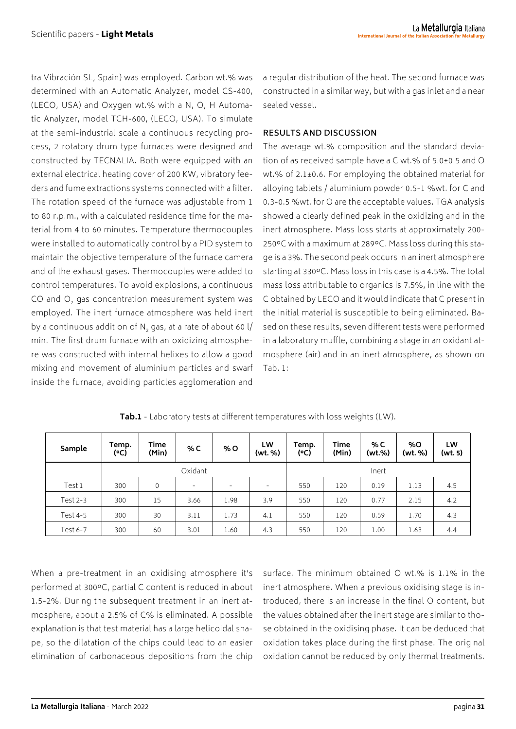tra Vibración SL, Spain) was employed. Carbon wt.% was determined with an Automatic Analyzer, model CS-400, (LECO, USA) and Oxygen wt.% with a N, O, H Automatic Analyzer, model TCH-600, (LECO, USA). To simulate at the semi-industrial scale a continuous recycling process, 2 rotatory drum type furnaces were designed and constructed by TECNALIA. Both were equipped with an external electrical heating cover of 200 KW, vibratory feeders and fume extractions systems connected with a filter. The rotation speed of the furnace was adjustable from 1 to 80 r.p.m., with a calculated residence time for the material from 4 to 60 minutes. Temperature thermocouples were installed to automatically control by a PID system to maintain the objective temperature of the furnace camera and of the exhaust gases. Thermocouples were added to control temperatures. To avoid explosions, a continuous CO and $O_2$ gas concentration measurement system was employed. The inert furnace atmosphere was held inert by a continuous addition of $N_2$ gas, at a rate of about 60 l/min. The first drum furnace with an oxidizing atmosphere was constructed with internal helixes to allow a good mixing and movement of aluminium particles and swarf inside the furnace, avoiding particles agglomeration and a regular distribution of the heat. The second furnace was constructed in a similar way, but with a gas inlet and a near sealed vessel.

## RESULTS AND DISCUSSION

The average wt.% composition and the standard deviation of as received sample have a C wt.% of 5.0±0.5 and O wt.% of 2.1±0.6. For employing the obtained material for alloying tablets / aluminium powder 0.5-1 %wt. for C and 0.3-0.5 %wt. for O are the acceptable values. TGA analysis showed a clearly defined peak in the oxidizing and in the inert atmosphere. Mass loss starts at approximately 200-250ºC with a maximum at 289ºC. Mass loss during this stage is a 3%. The second peak occurs in an inert atmosphere starting at 330ºC. Mass loss in this case is a 4.5%. The total mass loss attributable to organics is 7.5%, in line with the C obtained by LECO and it would indicate that C present in the initial material is susceptible to being eliminated. Based on these results, seven different tests were performed in a laboratory muffle, combining a stage in an oxidant atmosphere (air) and in an inert atmosphere, as shown on Tab. 1:

**Tab.1** - Laboratory tests at different temperatures with loss weights (LW).

| Sample | Temp. (ºC) | Time (Min) | % C | % O | LW (wt. %) | Temp. (ºC) | Time (Min) | % C (wt.%) | %O (wt. %) | LW (wt. 5) |
|---|---|---|---|---|---|---|---|---|---|---|
| | Oxidant | | | | | Inert | | | | |
| Test 1 | 300 | 0 | - | - | - | 550 | 120 | 0.19 | 1.13 | 4.5 |
| Test 2-3 | 300 | 15 | 3.66 | 1.98 | 3.9 | 550 | 120 | 0.77 | 2.15 | 4.2 |
| Test 4-5 | 300 | 30 | 3.11 | 1.73 | 4.1 | 550 | 120 | 0.59 | 1.70 | 4.3 |
| Test 6-7 | 300 | 60 | 3.01 | 1.60 | 4.3 | 550 | 120 | 1.00 | 1.63 | 4.4 |

When a pre-treatment in an oxidising atmosphere it's performed at 300ºC, partial C content is reduced in about 1.5-2%. During the subsequent treatment in an inert atmosphere, about a 2.5% of C% is eliminated. A possible explanation is that test material has a large helicoidal shape, so the dilatation of the chips could lead to an easier elimination of carbonaceous depositions from the chip surface. The minimum obtained O wt.% is 1.1% in the inert atmosphere. When a previous oxidising stage is introduced, there is an increase in the final O content, but the values obtained after the inert stage are similar to those obtained in the oxidising phase. It can be deduced that oxidation takes place during the first phase. The original oxidation cannot be reduced by only thermal treatments.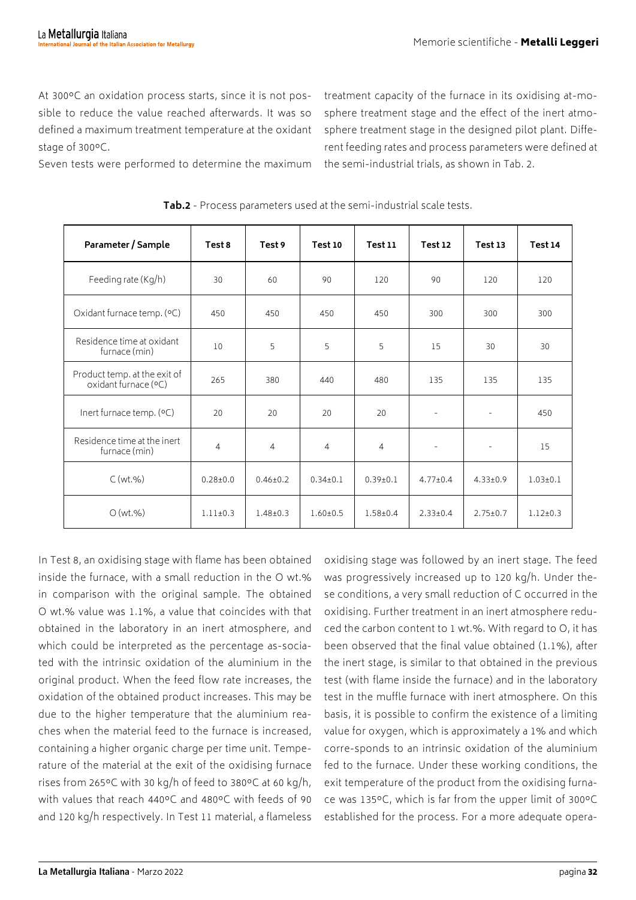At 300ºC an oxidation process starts, since it is not possible to reduce the value reached afterwards. It was so defined a maximum treatment temperature at the oxidant stage of 300ºC.

Seven tests were performed to determine the maximum treatment capacity of the furnace in its oxidising atmosphere treatment stage and the effect of the inert atmosphere treatment stage in the designed pilot plant. Different feeding rates and process parameters were defined at the semi-industrial trials, as shown in Tab. 2.

**Tab.2** - Process parameters used at the semi-industrial scale tests.

| Parameter / Sample | Test 8 | Test 9 | Test 10 | Test 11 | Test 12 | Test 13 | Test 14 |
|---|---|---|---|---|---|---|---|
| Feeding rate (Kg/h) | 30 | 60 | 90 | 120 | 90 | 120 | 120 |
| Oxidant furnace temp. (ºC) | 450 | 450 | 450 | 450 | 300 | 300 | 300 |
| Residence time at oxidant furnace (min) | 10 | 5 | 5 | 5 | 15 | 30 | 30 |
| Product temp. at the exit of oxidant furnace (ºC) | 265 | 380 | 440 | 480 | 135 | 135 | 135 |
| Inert furnace temp. (ºC) | 20 | 20 | 20 | 20 | - | - | 450 |
| Residence time at the inert furnace (min) | 4 | 4 | 4 | 4 | - | - | 15 |
| C (wt.%) | 0.28±0.0 | 0.46±0.2 | 0.34±0.1 | 0.39±0.1 | 4.77±0.4 | 4.33±0.9 | 1.03±0.1 |
| O (wt.%) | 1.11±0.3 | 1.48±0.3 | 1.60±0.5 | 1.58±0.4 | 2.33±0.4 | 2.75±0.7 | 1.12±0.3 |

In Test 8, an oxidising stage with flame has been obtained inside the furnace, with a small reduction in the O wt.% in comparison with the original sample. The obtained O wt.% value was 1.1%, a value that coincides with that obtained in the laboratory in an inert atmosphere, and which could be interpreted as the percentage as-sociated with the intrinsic oxidation of the aluminium in the original product. When the feed flow rate increases, the oxidation of the obtained product increases. This may be due to the higher temperature that the aluminium reaches when the material feed to the furnace is increased, containing a higher organic charge per time unit. Temperature of the material at the exit of the oxidising furnace rises from 265ºC with 30 kg/h of feed to 380ºC at 60 kg/h, with values that reach 440ºC and 480ºC with feeds of 90 and 120 kg/h respectively. In Test 11 material, a flameless oxidising stage was followed by an inert stage. The feed was progressively increased up to 120 kg/h. Under these conditions, a very small reduction of C occurred in the oxidising. Further treatment in an inert atmosphere reduced the carbon content to 1 wt.%. With regard to O, it has been observed that the final value obtained (1.1%), after the inert stage, is similar to that obtained in the previous test (with flame inside the furnace) and in the laboratory test in the muffle furnace with inert atmosphere. On this basis, it is possible to confirm the existence of a limiting value for oxygen, which is approximately a 1% and which corre-sponds to an intrinsic oxidation of the aluminium fed to the furnace. Under these working conditions, the exit temperature of the product from the oxidising furnace was 135ºC, which is far from the upper limit of 300ºC established for the process. For a more adequate opera-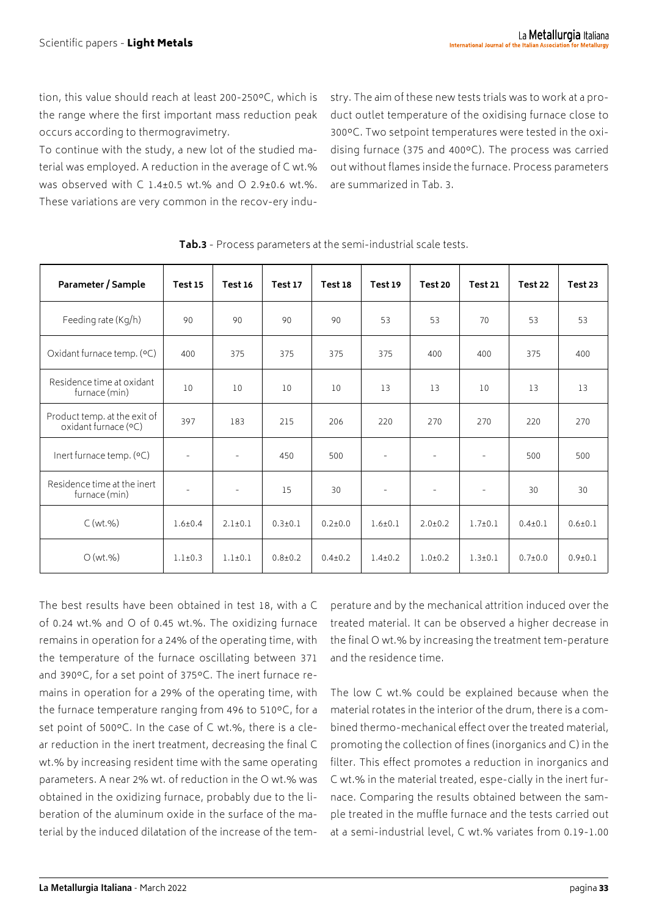tion, this value should reach at least 200-250ºC, which is the range where the first important mass reduction peak occurs according to thermogravimetry.

To continue with the study, a new lot of the studied material was employed. A reduction in the average of C wt.% was observed with C 1.4±0.5 wt.% and O 2.9±0.6 wt.%. These variations are very common in the recov-ery industry. The aim of these new tests trials was to work at a product outlet temperature of the oxidising furnace close to 300ºC. Two setpoint temperatures were tested in the oxidising furnace (375 and 400ºC). The process was carried out without flames inside the furnace. Process parameters are summarized in Tab. 3.

**Tab.3** - Process parameters at the semi-industrial scale tests.

| Parameter / Sample | Test 15 | Test 16 | Test 17 | Test 18 | Test 19 | Test 20 | Test 21 | Test 22 | Test 23 |
|---|---|---|---|---|---|---|---|---|---|
| Feeding rate (Kg/h) | 90 | 90 | 90 | 90 | 53 | 53 | 70 | 53 | 53 |
| Oxidant furnace temp. (ºC) | 400 | 375 | 375 | 375 | 375 | 400 | 400 | 375 | 400 |
| Residence time at oxidant furnace (min) | 10 | 10 | 10 | 10 | 13 | 13 | 10 | 13 | 13 |
| Product temp. at the exit of oxidant furnace (ºC) | 397 | 183 | 215 | 206 | 220 | 270 | 270 | 220 | 270 |
| Inert furnace temp. (ºC) | - | - | 450 | 500 | - | - | - | 500 | 500 |
| Residence time at the inert furnace (min) | - | - | 15 | 30 | - | - | - | 30 | 30 |
| C (wt.%) | 1.6±0.4 | 2.1±0.1 | 0.3±0.1 | 0.2±0.0 | 1.6±0.1 | 2.0±0.2 | 1.7±0.1 | 0.4±0.1 | 0.6±0.1 |
| O (wt.%) | 1.1±0.3 | 1.1±0.1 | 0.8±0.2 | 0.4±0.2 | 1.4±0.2 | 1.0±0.2 | 1.3±0.1 | 0.7±0.0 | 0.9±0.1 |

The best results have been obtained in test 18, with a C of 0.24 wt.% and O of 0.45 wt.%. The oxidizing furnace remains in operation for a 24% of the operating time, with the temperature of the furnace oscillating between 371 and 390ºC, for a set point of 375ºC. The inert furnace remains in operation for a 29% of the operating time, with the furnace temperature ranging from 496 to 510ºC, for a set point of 500ºC. In the case of C wt.%, there is a clear reduction in the inert treatment, decreasing the final C wt.% by increasing resident time with the same operating parameters. A near 2% wt. of reduction in the O wt.% was obtained in the oxidizing furnace, probably due to the liberation of the aluminum oxide in the surface of the material by the induced dilatation of the increase of the temperature and by the mechanical attrition induced over the treated material. It can be observed a higher decrease in the final O wt.% by increasing the treatment tem-perature and the residence time.

The low C wt.% could be explained because when the material rotates in the interior of the drum, there is a combined thermo-mechanical effect over the treated material, promoting the collection of fines (inorganics and C) in the filter. This effect promotes a reduction in inorganics and C wt.% in the material treated, espe-cially in the inert furnace. Comparing the results obtained between the sample treated in the muffle furnace and the tests carried out at a semi-industrial level, C wt.% variates from 0.19-1.00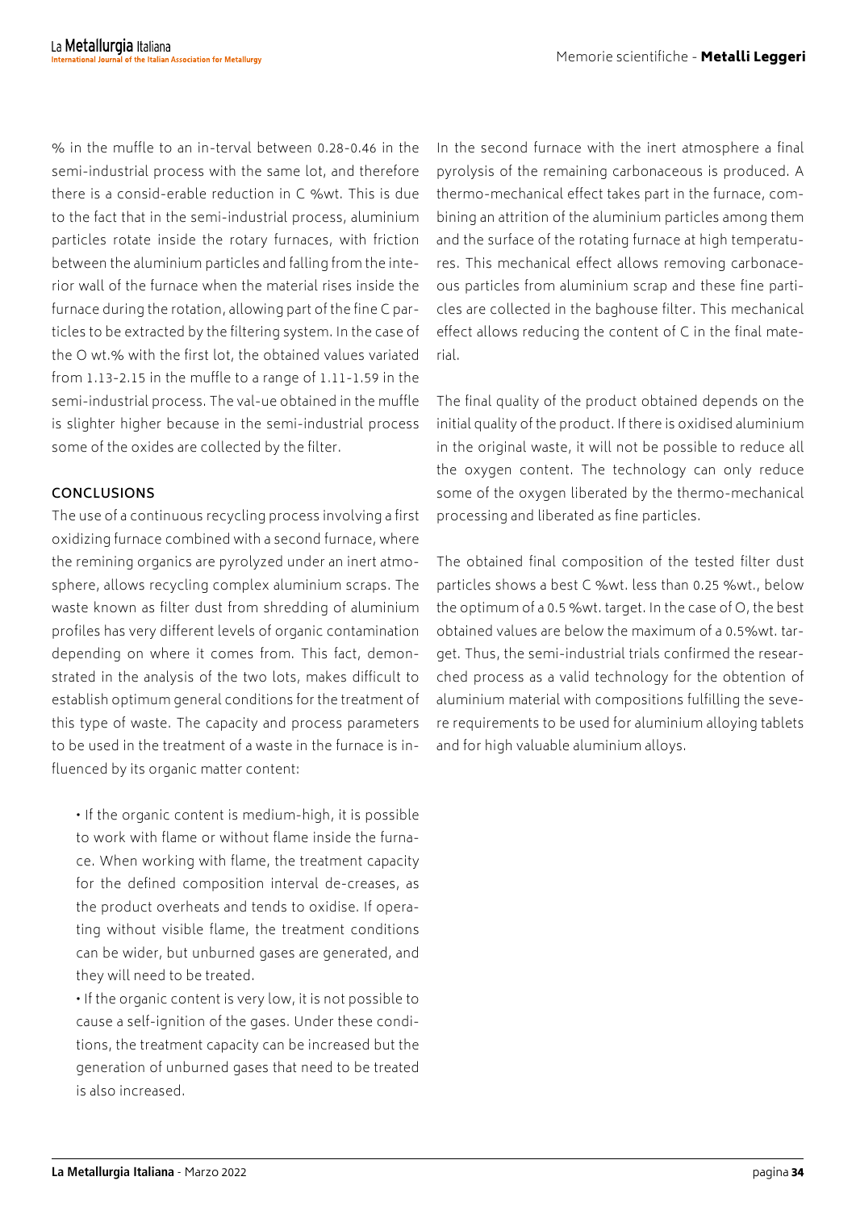% in the muffle to an in-terval between 0.28-0.46 in the semi-industrial process with the same lot, and therefore there is a consid-erable reduction in C %wt. This is due to the fact that in the semi-industrial process, aluminium particles rotate inside the rotary furnaces, with friction between the aluminium particles and falling from the interior wall of the furnace when the material rises inside the furnace during the rotation, allowing part of the fine C particles to be extracted by the filtering system. In the case of the O wt.% with the first lot, the obtained values variated from 1.13-2.15 in the muffle to a range of 1.11-1.59 in the semi-industrial process. The val-ue obtained in the muffle is slighter higher because in the semi-industrial process some of the oxides are collected by the filter.

## CONCLUSIONS

The use of a continuous recycling process involving a first oxidizing furnace combined with a second furnace, where the remining organics are pyrolyzed under an inert atmosphere, allows recycling complex aluminium scraps. The waste known as filter dust from shredding of aluminium profiles has very different levels of organic contamination depending on where it comes from. This fact, demonstrated in the analysis of the two lots, makes difficult to establish optimum general conditions for the treatment of this type of waste. The capacity and process parameters to be used in the treatment of a waste in the furnace is influenced by its organic matter content:

- If the organic content is medium-high, it is possible to work with flame or without flame inside the furnace. When working with flame, the treatment capacity for the defined composition interval de-creases, as the product overheats and tends to oxidise. If operating without visible flame, the treatment conditions can be wider, but unburned gases are generated, and they will need to be treated.
- If the organic content is very low, it is not possible to cause a self-ignition of the gases. Under these conditions, the treatment capacity can be increased but the generation of unburned gases that need to be treated is also increased.

In the second furnace with the inert atmosphere a final pyrolysis of the remaining carbonaceous is produced. A thermo-mechanical effect takes part in the furnace, combining an attrition of the aluminium particles among them and the surface of the rotating furnace at high temperatures. This mechanical effect allows removing carbonaceous particles from aluminium scrap and these fine particles are collected in the baghouse filter. This mechanical effect allows reducing the content of C in the final material.

The final quality of the product obtained depends on the initial quality of the product. If there is oxidised aluminium in the original waste, it will not be possible to reduce all the oxygen content. The technology can only reduce some of the oxygen liberated by the thermo-mechanical processing and liberated as fine particles.

The obtained final composition of the tested filter dust particles shows a best C %wt. less than 0.25 %wt., below the optimum of a 0.5 %wt. target. In the case of O, the best obtained values are below the maximum of a 0.5%wt. target. Thus, the semi-industrial trials confirmed the researched process as a valid technology for the obtention of aluminium material with compositions fulfilling the severe requirements to be used for aluminium alloying tablets and for high valuable aluminium alloys.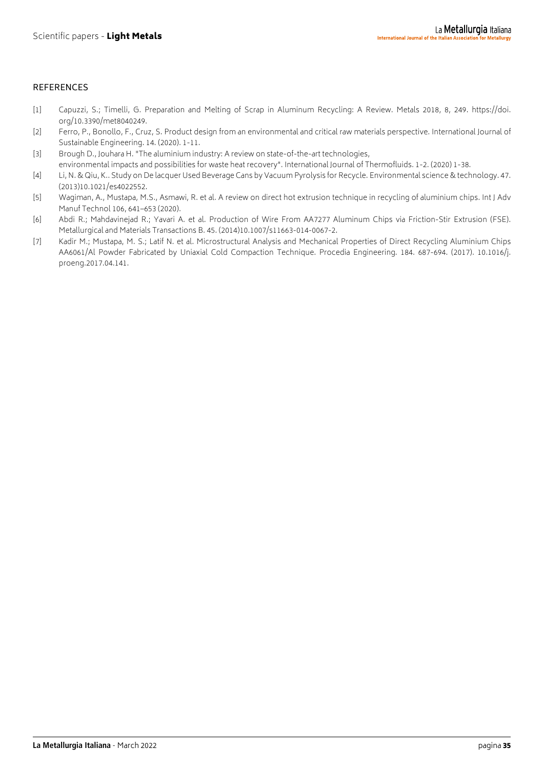## REFERENCES

[1] Capuzzi, S.; Timelli, G. Preparation and Melting of Scrap in Aluminum Recycling: A Review. Metals 2018, 8, 249. https://doi.org/10.3390/met8040249.

[2] Ferro, P., Bonollo, F., Cruz, S. Product design from an environmental and critical raw materials perspective. International Journal of Sustainable Engineering. 14. (2020). 1-11.

[3] Brough D., Jouhara H. "The aluminium industry: A review on state-of-the-art technologies, environmental impacts and possibilities for waste heat recovery". International Journal of Thermofluids. 1-2. (2020) 1-38.

[4] Li, N. & Qiu, K.. Study on De lacquer Used Beverage Cans by Vacuum Pyrolysis for Recycle. Environmental science & technology. 47. (2013)10.1021/es4022552.

[5] Wagiman, A., Mustapa, M.S., Asmawi, R. et al. A review on direct hot extrusion technique in recycling of aluminium chips. Int J Adv Manuf Technol 106, 641–653 (2020).

[6] Abdi R.; Mahdavinejad R.; Yavari A. et al. Production of Wire From AA7277 Aluminum Chips via Friction-Stir Extrusion (FSE). Metallurgical and Materials Transactions B. 45. (2014)10.1007/s11663-014-0067-2.

[7] Kadir M.; Mustapa, M. S.; Latif N. et al. Microstructural Analysis and Mechanical Properties of Direct Recycling Aluminium Chips AA6061/Al Powder Fabricated by Uniaxial Cold Compaction Technique. Procedia Engineering. 184. 687-694. (2017). 10.1016/j.proeng.2017.04.141.